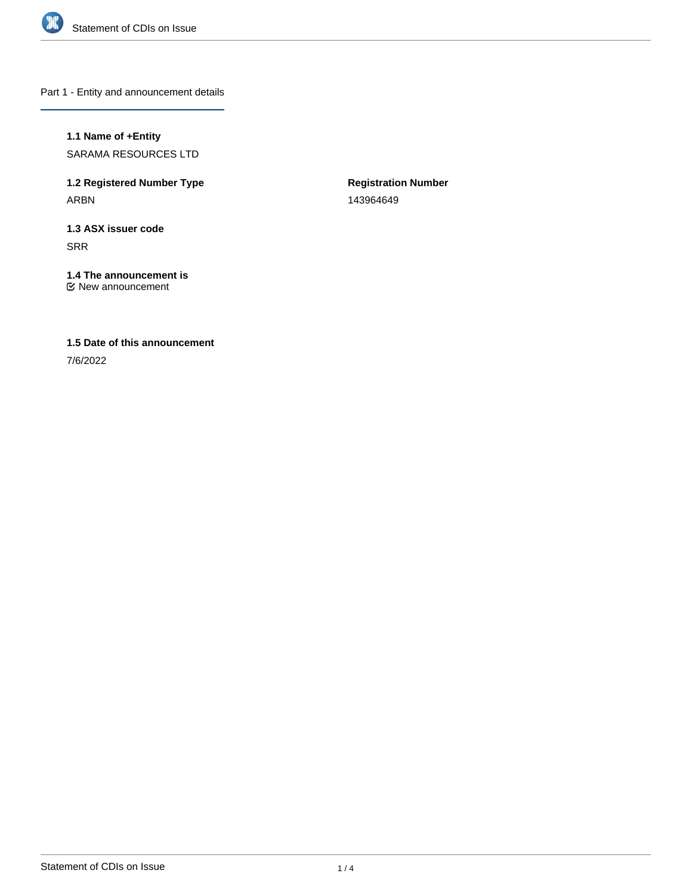## Part 1 - Entity and announcement details

### 1.1 Name of +Entity

SARAMA RESOURCES LTD

### 1.2 Registered Number Type

ARBN

**Registration Number**

143964649

### 1.3 ASX issuer code

SRR

### 1.4 The announcement is

☑ New announcement

### 1.5 Date of this announcement

7/6/2022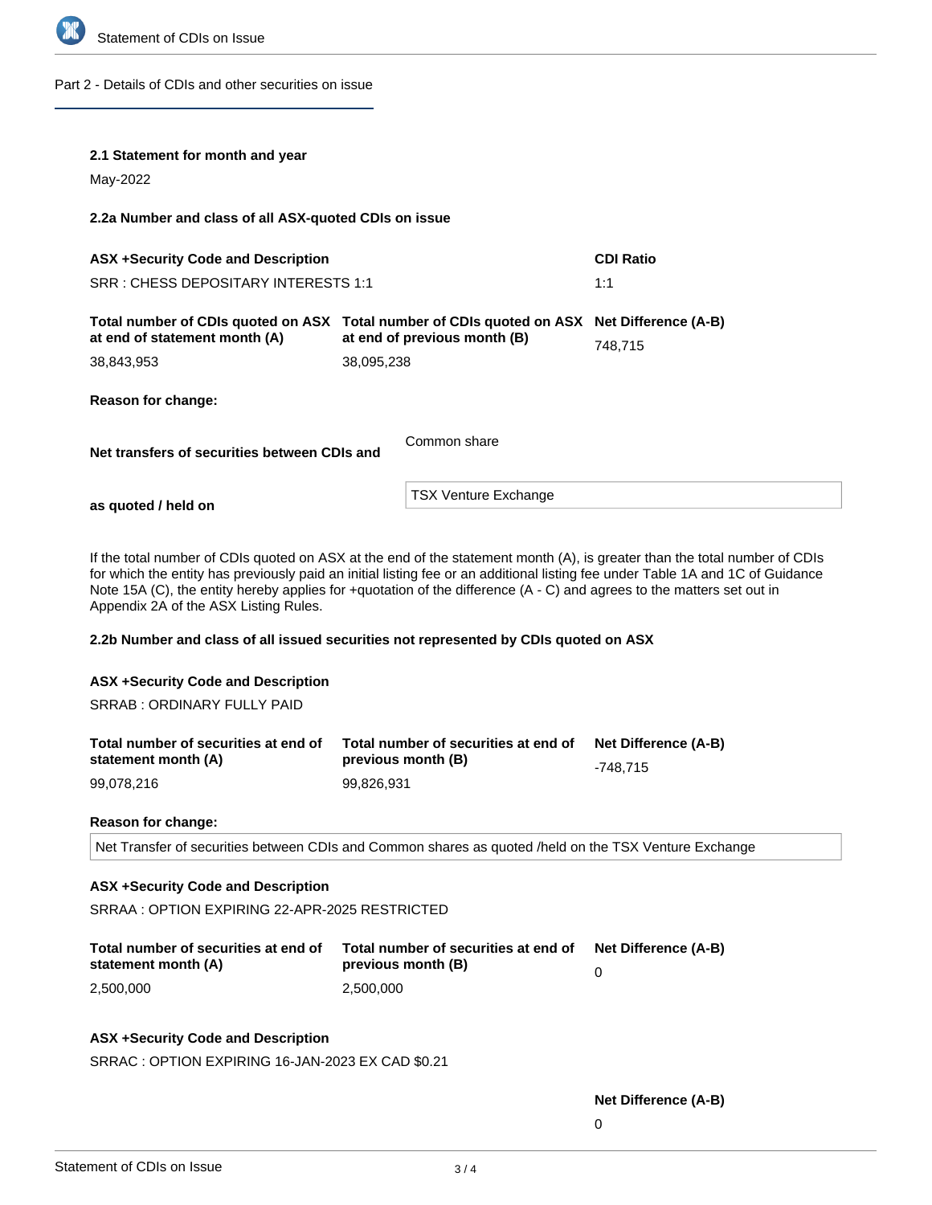## Part 2 - Details of CDIs and other securities on issue

**2.1 Statement for month and year**

May-2022

**2.2a Number and class of all ASX-quoted CDIs on issue**

| ASX +Security Code and Description | | CDI Ratio |
|---|---|---|
| SRR : CHESS DEPOSITARY INTERESTS 1:1 | | 1:1 |

| Total number of CDIs quoted on ASX at end of statement month (A) | Total number of CDIs quoted on ASX at end of previous month (B) | Net Difference (A-B) |
|---|---|---|
| 38,843,953 | 38,095,238 | 748,715 |

**Reason for change:**

**Net transfers of securities between CDIs and** Common share

**as quoted / held on** TSX Venture Exchange

If the total number of CDIs quoted on ASX at the end of the statement month (A), is greater than the total number of CDIs for which the entity has previously paid an initial listing fee or an additional listing fee under Table 1A and 1C of Guidance Note 15A (C), the entity hereby applies for +quotation of the difference (A - C) and agrees to the matters set out in Appendix 2A of the ASX Listing Rules.

**2.2b Number and class of all issued securities not represented by CDIs quoted on ASX**

**ASX +Security Code and Description**

SRRAB : ORDINARY FULLY PAID

| Total number of securities at end of statement month (A) | Total number of securities at end of previous month (B) | Net Difference (A-B) |
|---|---|---|
| 99,078,216 | 99,826,931 | -748,715 |

**Reason for change:**

Net Transfer of securities between CDIs and Common shares as quoted /held on the TSX Venture Exchange

**ASX +Security Code and Description**

SRRAA : OPTION EXPIRING 22-APR-2025 RESTRICTED

| Total number of securities at end of statement month (A) | Total number of securities at end of previous month (B) | Net Difference (A-B) |
|---|---|---|
| 2,500,000 | 2,500,000 | 0 |

**ASX +Security Code and Description**

SRRAC : OPTION EXPIRING 16-JAN-2023 EX CAD $0.21

**Net Difference (A-B)**

0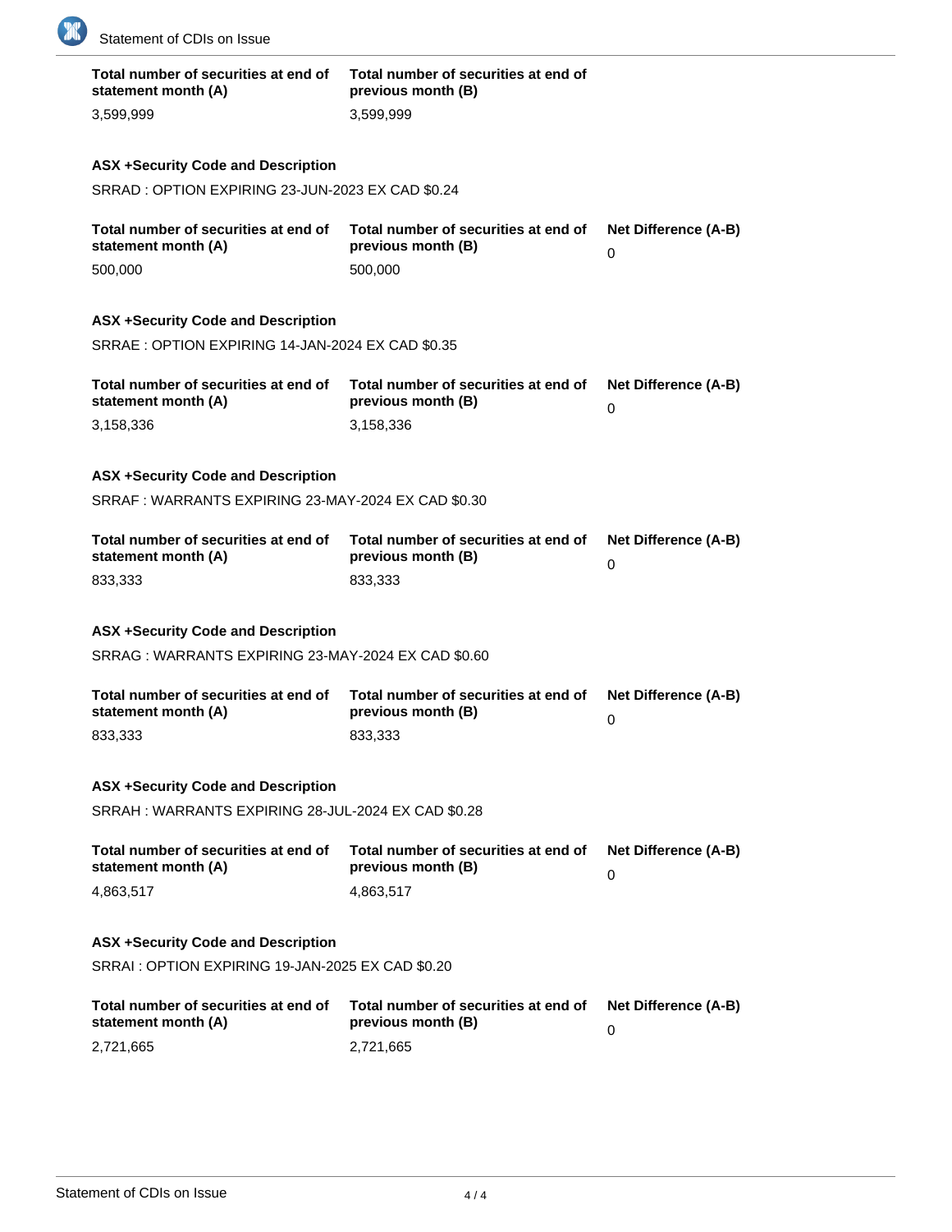| Total number of securities at end of statement month (A) | Total number of securities at end of previous month (B) |
| --- | --- |
| 3,599,999 | 3,599,999 |

**ASX +Security Code and Description**

SRRAD : OPTION EXPIRING 23-JUN-2023 EX CAD $0.24

| Total number of securities at end of statement month (A) | Total number of securities at end of previous month (B) | Net Difference (A-B) |
| --- | --- | --- |
| 500,000 | 500,000 | 0 |

**ASX +Security Code and Description**

SRRAE : OPTION EXPIRING 14-JAN-2024 EX CAD $0.35

| Total number of securities at end of statement month (A) | Total number of securities at end of previous month (B) | Net Difference (A-B) |
| --- | --- | --- |
| 3,158,336 | 3,158,336 | 0 |

**ASX +Security Code and Description**

SRRAF : WARRANTS EXPIRING 23-MAY-2024 EX CAD $0.30

| Total number of securities at end of statement month (A) | Total number of securities at end of previous month (B) | Net Difference (A-B) |
| --- | --- | --- |
| 833,333 | 833,333 | 0 |

**ASX +Security Code and Description**

SRRAG : WARRANTS EXPIRING 23-MAY-2024 EX CAD $0.60

| Total number of securities at end of statement month (A) | Total number of securities at end of previous month (B) | Net Difference (A-B) |
| --- | --- | --- |
| 833,333 | 833,333 | 0 |

**ASX +Security Code and Description**

SRRAH : WARRANTS EXPIRING 28-JUL-2024 EX CAD $0.28

| Total number of securities at end of statement month (A) | Total number of securities at end of previous month (B) | Net Difference (A-B) |
| --- | --- | --- |
| 4,863,517 | 4,863,517 | 0 |

**ASX +Security Code and Description**

SRRAI : OPTION EXPIRING 19-JAN-2025 EX CAD $0.20

| Total number of securities at end of statement month (A) | Total number of securities at end of previous month (B) | Net Difference (A-B) |
| --- | --- | --- |
| 2,721,665 | 2,721,665 | 0 |